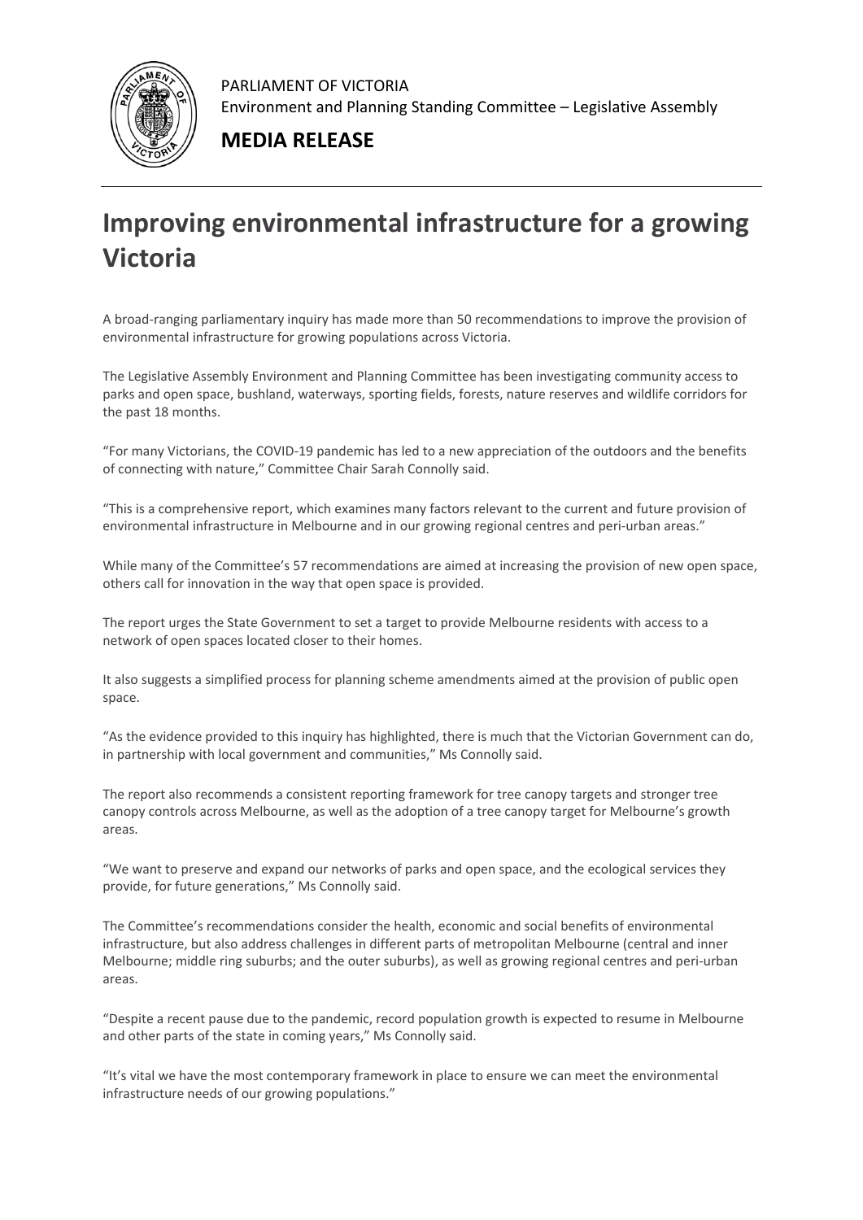PARLIAMENT OF VICTORIA
Environment and Planning Standing Committee – Legislative Assembly

**MEDIA RELEASE**

# Improving environmental infrastructure for a growing Victoria

A broad-ranging parliamentary inquiry has made more than 50 recommendations to improve the provision of environmental infrastructure for growing populations across Victoria.

The Legislative Assembly Environment and Planning Committee has been investigating community access to parks and open space, bushland, waterways, sporting fields, forests, nature reserves and wildlife corridors for the past 18 months.

"For many Victorians, the COVID-19 pandemic has led to a new appreciation of the outdoors and the benefits of connecting with nature," Committee Chair Sarah Connolly said.

"This is a comprehensive report, which examines many factors relevant to the current and future provision of environmental infrastructure in Melbourne and in our growing regional centres and peri-urban areas."

While many of the Committee's 57 recommendations are aimed at increasing the provision of new open space, others call for innovation in the way that open space is provided.

The report urges the State Government to set a target to provide Melbourne residents with access to a network of open spaces located closer to their homes.

It also suggests a simplified process for planning scheme amendments aimed at the provision of public open space.

"As the evidence provided to this inquiry has highlighted, there is much that the Victorian Government can do, in partnership with local government and communities," Ms Connolly said.

The report also recommends a consistent reporting framework for tree canopy targets and stronger tree canopy controls across Melbourne, as well as the adoption of a tree canopy target for Melbourne's growth areas.

"We want to preserve and expand our networks of parks and open space, and the ecological services they provide, for future generations," Ms Connolly said.

The Committee's recommendations consider the health, economic and social benefits of environmental infrastructure, but also address challenges in different parts of metropolitan Melbourne (central and inner Melbourne; middle ring suburbs; and the outer suburbs), as well as growing regional centres and peri-urban areas.

"Despite a recent pause due to the pandemic, record population growth is expected to resume in Melbourne and other parts of the state in coming years," Ms Connolly said.

"It's vital we have the most contemporary framework in place to ensure we can meet the environmental infrastructure needs of our growing populations."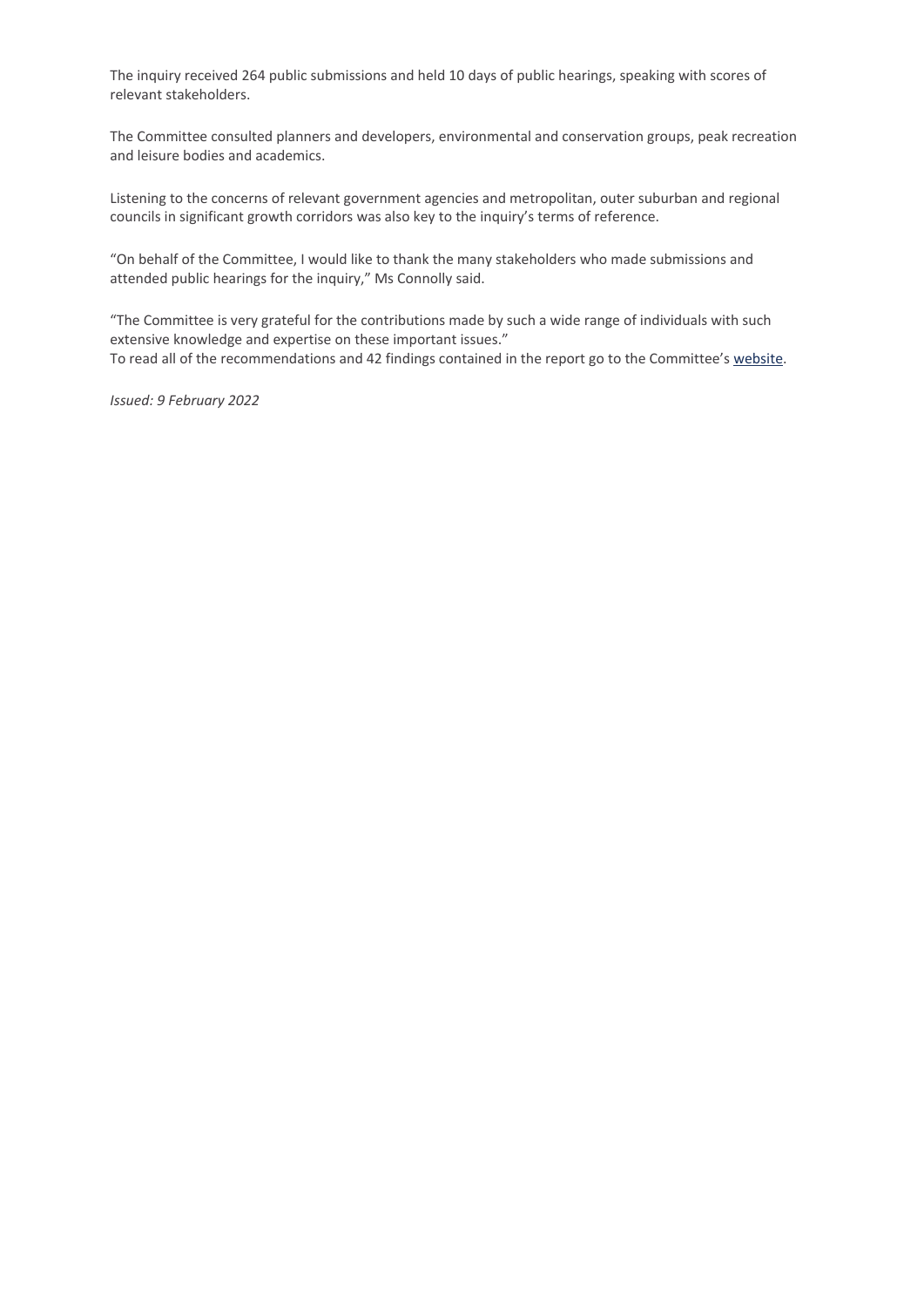The inquiry received 264 public submissions and held 10 days of public hearings, speaking with scores of relevant stakeholders.

The Committee consulted planners and developers, environmental and conservation groups, peak recreation and leisure bodies and academics.

Listening to the concerns of relevant government agencies and metropolitan, outer suburban and regional councils in significant growth corridors was also key to the inquiry's terms of reference.

"On behalf of the Committee, I would like to thank the many stakeholders who made submissions and attended public hearings for the inquiry," Ms Connolly said.

"The Committee is very grateful for the contributions made by such a wide range of individuals with such extensive knowledge and expertise on these important issues."
To read all of the recommendations and 42 findings contained in the report go to the Committee's website.

*Issued: 9 February 2022*